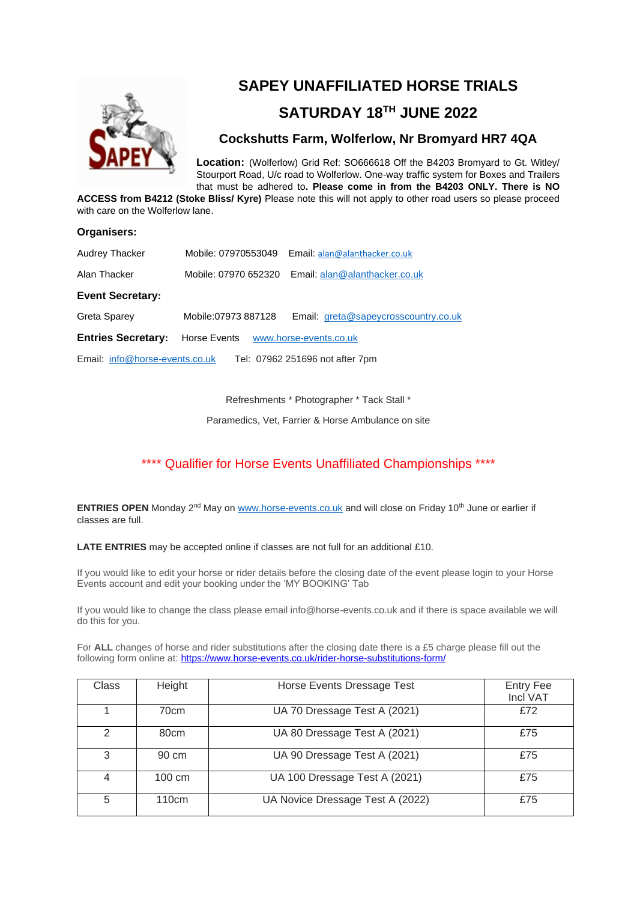# SAPEY UNAFFILIATED HORSE TRIALS

## SATURDAY 18TH JUNE 2022

### Cockshutts Farm, Wolferlow, Nr Bromyard HR7 4QA

**Location:** (Wolferlow) Grid Ref: SO666618 Off the B4203 Bromyard to Gt. Witley/ Stourport Road, U/c road to Wolferlow. One-way traffic system for Boxes and Trailers that must be adhered to**. Please come in from the B4203 ONLY. There is NO ACCESS from B4212 (Stoke Bliss/ Kyre)** Please note this will not apply to other road users so please proceed with care on the Wolferlow lane.

**Organisers:**

Audrey Thacker Mobile: 07970553049 Email: alan@alanthacker.co.uk

Alan Thacker Mobile: 07970 652320 Email: alan@alanthacker.co.uk

**Event Secretary:**

Greta Sparey Mobile:07973 887128 Email: greta@sapeycrosscountry.co.uk

**Entries Secretary:** Horse Events www.horse-events.co.uk

Email: info@horse-events.co.uk Tel: 07962 251696 not after 7pm

Refreshments * Photographer * Tack Stall *

Paramedics, Vet, Farrier & Horse Ambulance on site

**** Qualifier for Horse Events Unaffiliated Championships ****

**ENTRIES OPEN** Monday 2nd May on www.horse-events.co.uk and will close on Friday 10th June or earlier if classes are full.

**LATE ENTRIES** may be accepted online if classes are not full for an additional £10.

If you would like to edit your horse or rider details before the closing date of the event please login to your Horse Events account and edit your booking under the 'MY BOOKING' Tab

If you would like to change the class please email info@horse-events.co.uk and if there is space available we will do this for you.

For **ALL** changes of horse and rider substitutions after the closing date there is a £5 charge please fill out the following form online at: https://www.horse-events.co.uk/rider-horse-substitutions-form/

| Class | Height | Horse Events Dressage Test | Entry Fee Incl VAT |
|---|---|---|---|
| 1 | 70cm | UA 70 Dressage Test A (2021) | £72 |
| 2 | 80cm | UA 80 Dressage Test A (2021) | £75 |
| 3 | 90 cm | UA 90 Dressage Test A (2021) | £75 |
| 4 | 100 cm | UA 100 Dressage Test A (2021) | £75 |
| 5 | 110cm | UA Novice Dressage Test A (2022) | £75 |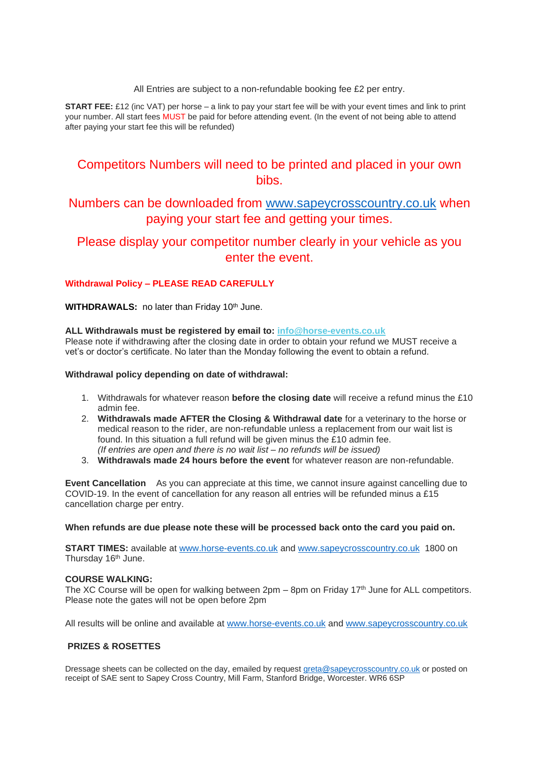All Entries are subject to a non-refundable booking fee £2 per entry.

**START FEE:** £12 (inc VAT) per horse – a link to pay your start fee will be with your event times and link to print your number. All start fees MUST be paid for before attending event. (In the event of not being able to attend after paying your start fee this will be refunded)

## Competitors Numbers will need to be printed and placed in your own bibs.

## Numbers can be downloaded from www.sapeycrosscountry.co.uk when paying your start fee and getting your times.

## Please display your competitor number clearly in your vehicle as you enter the event.

**Withdrawal Policy – PLEASE READ CAREFULLY**

**WITHDRAWALS:** no later than Friday 10th June.

**ALL Withdrawals must be registered by email to: info@horse-events.co.uk**
Please note if withdrawing after the closing date in order to obtain your refund we MUST receive a vet's or doctor's certificate. No later than the Monday following the event to obtain a refund.

**Withdrawal policy depending on date of withdrawal:**

1. Withdrawals for whatever reason **before the closing date** will receive a refund minus the £10 admin fee.
2. **Withdrawals made AFTER the Closing & Withdrawal date** for a veterinary to the horse or medical reason to the rider, are non-refundable unless a replacement from our wait list is found. In this situation a full refund will be given minus the £10 admin fee.
   *(If entries are open and there is no wait list – no refunds will be issued)*
3. **Withdrawals made 24 hours before the event** for whatever reason are non-refundable.

**Event Cancellation** As you can appreciate at this time, we cannot insure against cancelling due to COVID-19. In the event of cancellation for any reason all entries will be refunded minus a £15 cancellation charge per entry.

**When refunds are due please note these will be processed back onto the card you paid on.**

**START TIMES:** available at www.horse-events.co.uk and www.sapeycrosscountry.co.uk 1800 on Thursday 16th June.

**COURSE WALKING:**
The XC Course will be open for walking between 2pm – 8pm on Friday 17th June for ALL competitors. Please note the gates will not be open before 2pm

All results will be online and available at www.horse-events.co.uk and www.sapeycrosscountry.co.uk

**PRIZES & ROSETTES**

Dressage sheets can be collected on the day, emailed by request greta@sapeycrosscountry.co.uk or posted on receipt of SAE sent to Sapey Cross Country, Mill Farm, Stanford Bridge, Worcester. WR6 6SP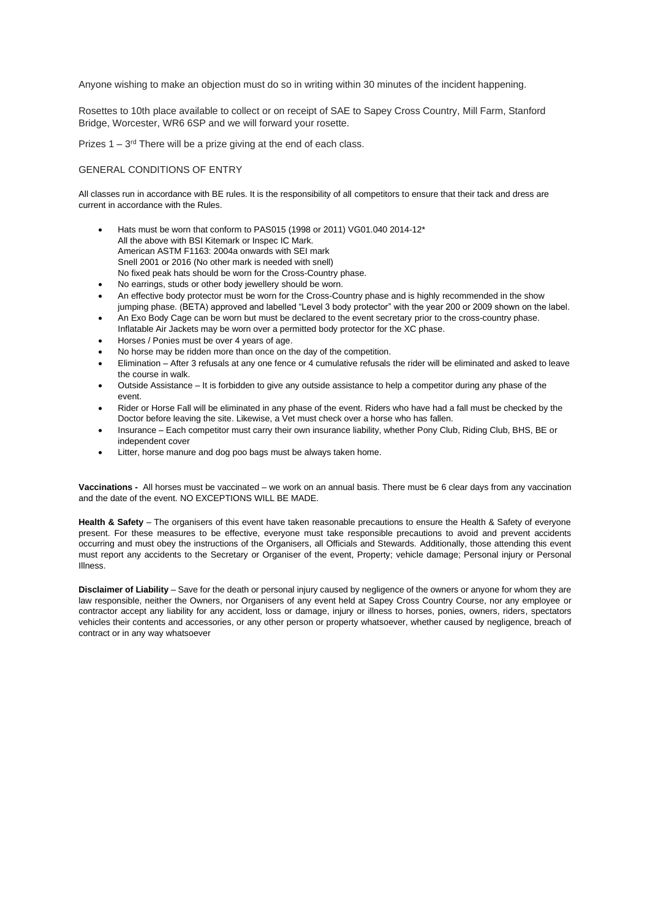Anyone wishing to make an objection must do so in writing within 30 minutes of the incident happening.

Rosettes to 10th place available to collect or on receipt of SAE to Sapey Cross Country, Mill Farm, Stanford Bridge, Worcester, WR6 6SP and we will forward your rosette.

Prizes 1 – 3rd There will be a prize giving at the end of each class.

## GENERAL CONDITIONS OF ENTRY

All classes run in accordance with BE rules. It is the responsibility of all competitors to ensure that their tack and dress are current in accordance with the Rules.

- Hats must be worn that conform to PAS015 (1998 or 2011) VG01.040 2014-12*
  All the above with BSI Kitemark or Inspec IC Mark.
  American ASTM F1163: 2004a onwards with SEI mark
  Snell 2001 or 2016 (No other mark is needed with snell)
  No fixed peak hats should be worn for the Cross-Country phase.
- No earrings, studs or other body jewellery should be worn.
- An effective body protector must be worn for the Cross-Country phase and is highly recommended in the show jumping phase. (BETA) approved and labelled "Level 3 body protector" with the year 200 or 2009 shown on the label.
- An Exo Body Cage can be worn but must be declared to the event secretary prior to the cross-country phase. Inflatable Air Jackets may be worn over a permitted body protector for the XC phase.
- Horses / Ponies must be over 4 years of age.
- No horse may be ridden more than once on the day of the competition.
- Elimination – After 3 refusals at any one fence or 4 cumulative refusals the rider will be eliminated and asked to leave the course in walk.
- Outside Assistance – It is forbidden to give any outside assistance to help a competitor during any phase of the event.
- Rider or Horse Fall will be eliminated in any phase of the event. Riders who have had a fall must be checked by the Doctor before leaving the site. Likewise, a Vet must check over a horse who has fallen.
- Insurance – Each competitor must carry their own insurance liability, whether Pony Club, Riding Club, BHS, BE or independent cover
- Litter, horse manure and dog poo bags must be always taken home.

**Vaccinations -** All horses must be vaccinated – we work on an annual basis. There must be 6 clear days from any vaccination and the date of the event. NO EXCEPTIONS WILL BE MADE.

**Health & Safety** – The organisers of this event have taken reasonable precautions to ensure the Health & Safety of everyone present. For these measures to be effective, everyone must take responsible precautions to avoid and prevent accidents occurring and must obey the instructions of the Organisers, all Officials and Stewards. Additionally, those attending this event must report any accidents to the Secretary or Organiser of the event, Property; vehicle damage; Personal injury or Personal Illness.

**Disclaimer of Liability** – Save for the death or personal injury caused by negligence of the owners or anyone for whom they are law responsible, neither the Owners, nor Organisers of any event held at Sapey Cross Country Course, nor any employee or contractor accept any liability for any accident, loss or damage, injury or illness to horses, ponies, owners, riders, spectators vehicles their contents and accessories, or any other person or property whatsoever, whether caused by negligence, breach of contract or in any way whatsoever